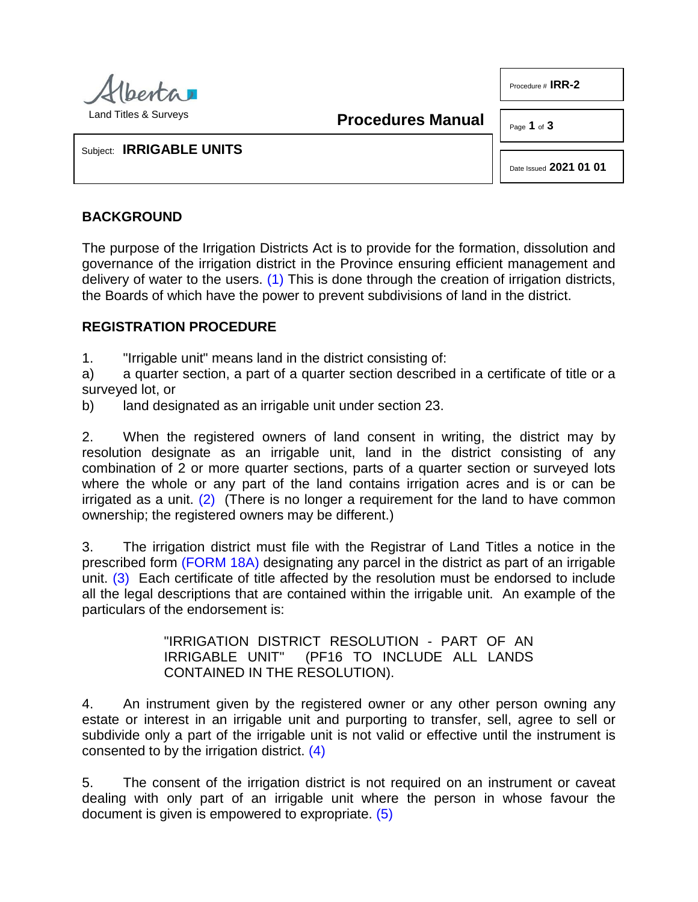Alberta Land Titles & Surveys

**Procedures Manual**

Procedure # **IRR-2**

Date Issued **2021 01 01**

Subject: **IRRIGABLE UNITS**

## BACKGROUND

The purpose of the Irrigation Districts Act is to provide for the formation, dissolution and governance of the irrigation district in the Province ensuring efficient management and delivery of water to the users. (1) This is done through the creation of irrigation districts, the Boards of which have the power to prevent subdivisions of land in the district.

## REGISTRATION PROCEDURE

1. "Irrigable unit" means land in the district consisting of:

a) a quarter section, a part of a quarter section described in a certificate of title or a surveyed lot, or

b) land designated as an irrigable unit under section 23.

2. When the registered owners of land consent in writing, the district may by resolution designate as an irrigable unit, land in the district consisting of any combination of 2 or more quarter sections, parts of a quarter section or surveyed lots where the whole or any part of the land contains irrigation acres and is or can be irrigated as a unit. (2) (There is no longer a requirement for the land to have common ownership; the registered owners may be different.)

3. The irrigation district must file with the Registrar of Land Titles a notice in the prescribed form (FORM 18A) designating any parcel in the district as part of an irrigable unit. (3) Each certificate of title affected by the resolution must be endorsed to include all the legal descriptions that are contained within the irrigable unit. An example of the particulars of the endorsement is:

> "IRRIGATION DISTRICT RESOLUTION - PART OF AN IRRIGABLE UNIT" (PF16 TO INCLUDE ALL LANDS CONTAINED IN THE RESOLUTION).

4. An instrument given by the registered owner or any other person owning any estate or interest in an irrigable unit and purporting to transfer, sell, agree to sell or subdivide only a part of the irrigable unit is not valid or effective until the instrument is consented to by the irrigation district. (4)

5. The consent of the irrigation district is not required on an instrument or caveat dealing with only part of an irrigable unit where the person in whose favour the document is given is empowered to expropriate. (5)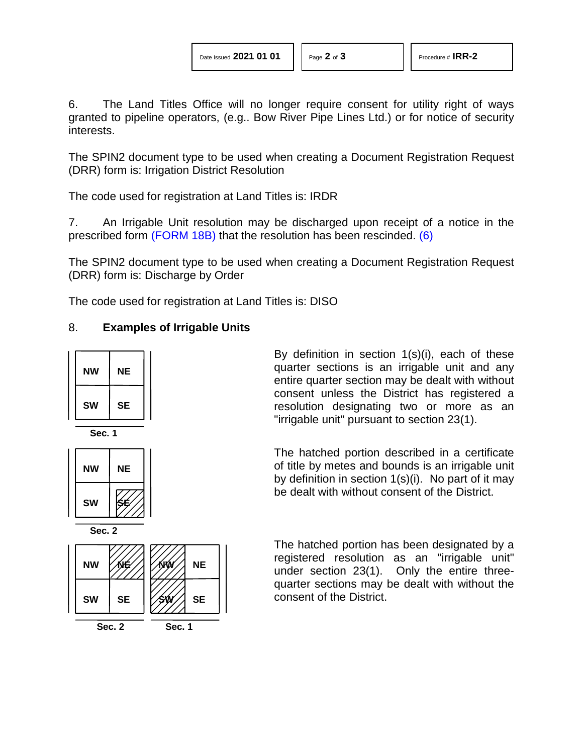6. The Land Titles Office will no longer require consent for utility right of ways granted to pipeline operators, (e.g.. Bow River Pipe Lines Ltd.) or for notice of security interests.

The SPIN2 document type to be used when creating a Document Registration Request (DRR) form is: Irrigation District Resolution

The code used for registration at Land Titles is: IRDR

7. An Irrigable Unit resolution may be discharged upon receipt of a notice in the prescribed form (FORM 18B) that the resolution has been rescinded. (6)

The SPIN2 document type to be used when creating a Document Registration Request (DRR) form is: Discharge by Order

The code used for registration at Land Titles is: DISO

8. **Examples of Irrigable Units**

| NW | NE |
|---|---|
| SW | SE |

Sec. 1

By definition in section 1(s)(i), each of these quarter sections is an irrigable unit and any entire quarter section may be dealt with without consent unless the District has registered a resolution designating two or more as an "irrigable unit" pursuant to section 23(1).

| NW | NE |
|---|---|
| SW | SE (hatched) |

Sec. 2

The hatched portion described in a certificate of title by metes and bounds is an irrigable unit by definition in section 1(s)(i). No part of it may be dealt with without consent of the District.

| NW | NE (hatched) | NW (hatched) | NE |
|---|---|---|---|
| SW | SE | SW (hatched) | SE |

Sec. 2 | Sec. 1

The hatched portion has been designated by a registered resolution as an "irrigable unit" under section 23(1). Only the entire three-quarter sections may be dealt with without the consent of the District.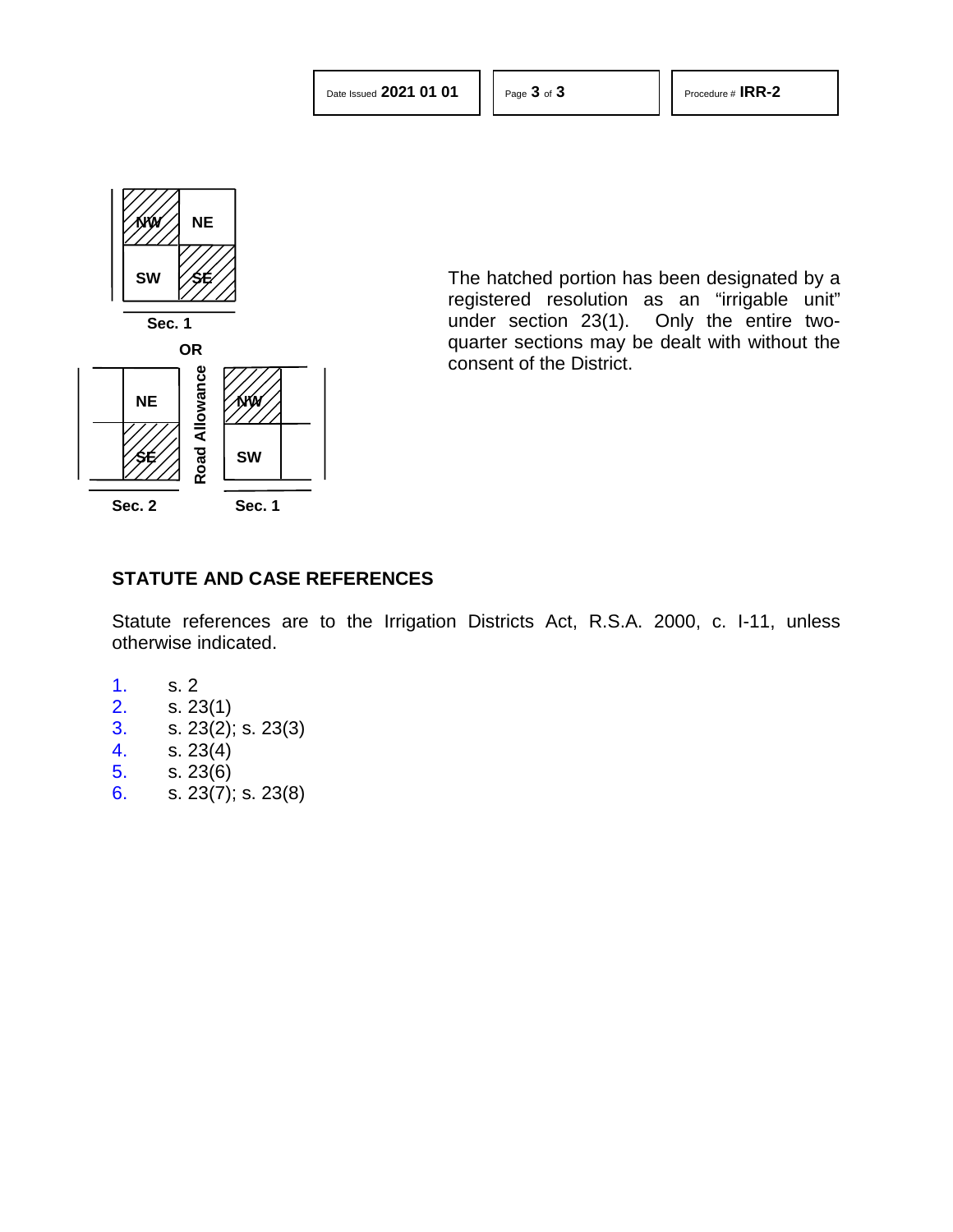NW | NE
SW | SE

Sec. 1

OR

NE | Road Allowance | NW
SE | | SW

Sec. 2 | | Sec. 1

The hatched portion has been designated by a registered resolution as an "irrigable unit" under section 23(1). Only the entire two-quarter sections may be dealt with without the consent of the District.

## STATUTE AND CASE REFERENCES

Statute references are to the Irrigation Districts Act, R.S.A. 2000, c. I-11, unless otherwise indicated.

1. s. 2
2. s. 23(1)
3. s. 23(2); s. 23(3)
4. s. 23(4)
5. s. 23(6)
6. s. 23(7); s. 23(8)